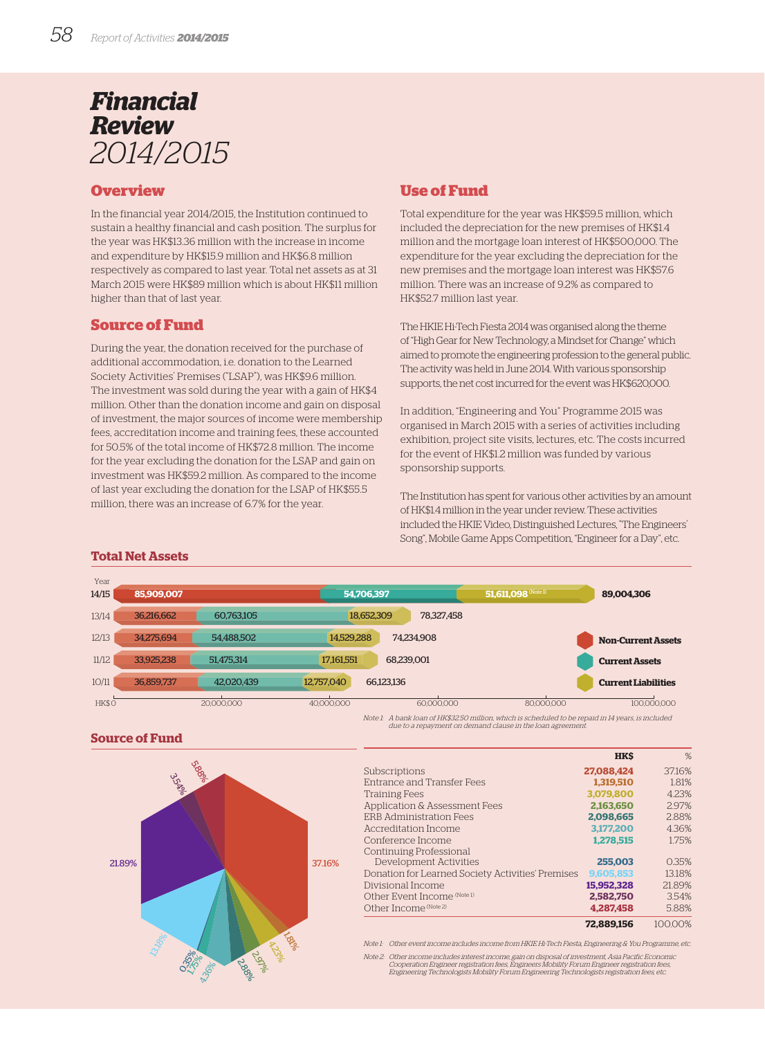# Financial Review 2014/2015

## Overview

In the financial year 2014/2015, the Institution continued to sustain a healthy financial and cash position. The surplus for the year was HK$13.36 million with the increase in income and expenditure by HK$15.9 million and HK$6.8 million respectively as compared to last year. Total net assets as at 31 March 2015 were HK$89 million which is about HK$11 million higher than that of last year.

## Source of Fund

During the year, the donation received for the purchase of additional accommodation, i.e. donation to the Learned Society Activities' Premises ("LSAP"), was HK$9.6 million. The investment was sold during the year with a gain of HK$4 million. Other than the donation income and gain on disposal of investment, the major sources of income were membership fees, accreditation income and training fees, these accounted for 50.5% of the total income of HK$72.8 million. The income for the year excluding the donation for the LSAP and gain on investment was HK$59.2 million. As compared to the income of last year excluding the donation for the LSAP of HK$55.5 million, there was an increase of 6.7% for the year.

## Use of Fund

Total expenditure for the year was HK$59.5 million, which included the depreciation for the new premises of HK$1.4 million and the mortgage loan interest of HK$500,000. The expenditure for the year excluding the depreciation for the new premises and the mortgage loan interest was HK$57.6 million. There was an increase of 9.2% as compared to HK$52.7 million last year.

The HKIE Hi-Tech Fiesta 2014 was organised along the theme of "High Gear for New Technology, a Mindset for Change" which aimed to promote the engineering profession to the general public. The activity was held in June 2014. With various sponsorship supports, the net cost incurred for the event was HK$620,000.

In addition, "Engineering and You" Programme 2015 was organised in March 2015 with a series of activities including exhibition, project site visits, lectures, etc. The costs incurred for the event of HK$1.2 million was funded by various sponsorship supports.

The Institution has spent for various other activities by an amount of HK$1.4 million in the year under review. These activities included the HKIE Video, Distinguished Lectures, "The Engineers' Song", Mobile Game Apps Competition, "Engineer for a Day", etc.

## Total Net Assets

| Year | Non-Current Assets | Current Assets | Current Liabilities | Total Net Assets |
|---|---|---|---|---|
| 14/15 | 85,909,007 | 54,706,397 | 51,611,098 (Note 1) | 89,004,306 |
| 13/14 | 36,216,662 | 60,763,105 | 18,652,309 | 78,327,458 |
| 12/13 | 34,275,694 | 54,488,502 | 14,529,288 | 74,234,908 |
| 11/12 | 33,925,238 | 51,475,314 | 17,161,551 | 68,239,001 |
| 10/11 | 36,859,737 | 42,020,439 | 12,757,040 | 66,123,136 |

*Note 1: A bank loan of HK$32.50 million, which is scheduled to be repaid in 14 years, is included due to a repayment on demand clause in the loan agreement.*

## Source of Fund

| | HK$ | % |
|---|---|---|
| Subscriptions | 27,088,424 | 37.16% |
| Entrance and Transfer Fees | 1,319,510 | 1.81% |
| Training Fees | 3,079,800 | 4.23% |
| Application & Assessment Fees | 2,163,650 | 2.97% |
| ERB Administration Fees | 2,098,665 | 2.88% |
| Accreditation Income | 3,177,200 | 4.36% |
| Conference Income | 1,278,515 | 1.75% |
| Continuing Professional Development Activities | 255,003 | 0.35% |
| Donation for Learned Society Activities' Premises | 9,605,853 | 13.18% |
| Divisional Income | 15,952,328 | 21.89% |
| Other Event Income (Note 1) | 2,582,750 | 3.54% |
| Other Income (Note 2) | 4,287,458 | 5.88% |
| | **72,889,156** | 100.00% |

*Note 1: Other event income includes income from HKIE Hi-Tech Fiesta, Engineering & You Programme, etc.*

*Note 2: Other income includes interest income, gain on disposal of investment, Asia Pacific Economic Cooperation Engineer registration fees, Engineers Mobility Forum Engineer registration fees, Engineering Technologists Mobility Forum Engineering Technologists registration fees, etc.*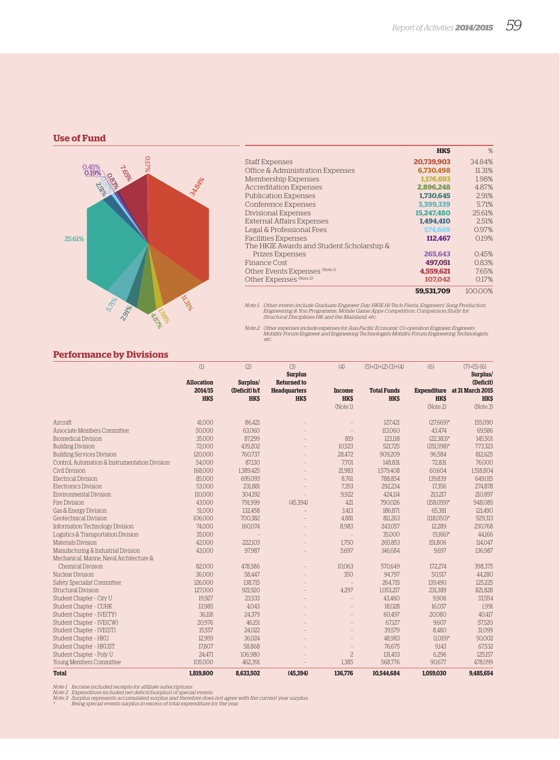## Use of Fund

0.45%
0.19%
0.83%
7.65%
0.17%
34.84%
0.97%
2.51%
25.61%
11.31%
5.71%
2.91%
4.87%
1.98%

| | HK$ | % |
|---|---|---|
| Staff Expenses | 20,739,903 | 34.84% |
| Office & Administration Expenses | 6,730,498 | 11.31% |
| Membership Expenses | 1,176,693 | 1.98% |
| Accreditation Expenses | 2,896,248 | 4.87% |
| Publication Expenses | 1,730,645 | 2.91% |
| Conference Expenses | 3,399,339 | 5.71% |
| Divisional Expenses | 15,247,480 | 25.61% |
| External Affairs Expenses | 1,494,410 | 2.51% |
| Legal & Professional Fees | 574,669 | 0.97% |
| Facilities Expenses | 112,467 | 0.19% |
| The HKIE Awards and Student Scholarship & Prizes Expenses | 265,643 | 0.45% |
| Finance Cost | 497,051 | 0.83% |
| Other Events Expenses (Note 1) | 4,559,621 | 7.65% |
| Other Expenses (Note 2) | 107,042 | 0.17% |
| | **59,531,709** | 100.00% |

*Note 1: Other events include Graduate Engineer Day, HKIE Hi-Tech Fiesta, Engineers' Song Production, Engineering & You Programme, Mobile Game Apps Competition, Comparison Study for Structural Disciplines HK and the Mainland, etc.*

*Note 2: Other expenses include expenses for Asia Pacific Economic Co-operation Engineer, Engineers Mobility Forum Engineer and Engineering Technologists Mobility Forum Engineering Technologists, etc.*

## Performance by Divisions

| | (1) Allocation 2014/15 HK$ | (2) Surplus/ (Deficit) b/f HK$ | (3) Surplus Returned to Headquarters HK$ | (4) Income HK$ (Note 1) | (5)=(1)+(2)-(3)+(4) Total Funds HK$ | (6) Expenditure HK$ (Note 2) | (7)=(5)-(6) Surplus/ (Deficit) at 31 March 2015 HK$ (Note 3) |
|---|---|---|---|---|---|---|---|
| Aircraft | 41,000 | 86,421 | - | - | 127,421 | (27,669)* | 155,090 |
| Associate Members Committee | 50,000 | 63,060 | - | - | 113,060 | 43,474 | 69,586 |
| Biomedical Division | 35,000 | 87,299 | - | 819 | 123,118 | (22,383)* | 145,501 |
| Building Division | 72,000 | 439,202 | - | 10,523 | 521,725 | (251,598)* | 773,323 |
| Building Services Division | 120,000 | 760,737 | - | 28,472 | 909,209 | 96,584 | 812,625 |
| Control, Automation & Instrumentation Division | 54,000 | 87,130 | - | 7,701 | 148,831 | 72,831 | 76,000 |
| Civil Division | 168,000 | 1,389,425 | - | 21,983 | 1,579,408 | 60,604 | 1,518,804 |
| Electrical Division | 85,000 | 695,093 | - | 8,761 | 788,854 | 139,839 | 649,015 |
| Electronics Division | 53,000 | 231,881 | - | 7,353 | 292,234 | 17,356 | 274,878 |
| Environmental Division | 110,000 | 304,192 | - | 9,922 | 424,114 | 213,217 | 210,897 |
| Fire Division | 43,000 | 791,999 | (45,394) | 421 | 790,026 | (158,059)* | 948,085 |
| Gas & Energy Division | 51,000 | 132,458 | - | 3,413 | 186,871 | 65,381 | 121,490 |
| Geotechnical Division | 106,000 | 700,382 | - | 4,881 | 811,263 | (118,050)* | 929,313 |
| Information Technology Division | 74,000 | 160,074 | - | 8,983 | 243,057 | 12,289 | 230,768 |
| Logistics & Transportation Division | 35,000 | - | - | - | 35,000 | (9,166)* | 44,166 |
| Materials Division | 42,000 | 222,103 | - | 1,750 | 265,853 | 151,806 | 114,047 |
| Manufacturing & Industrial Division | 43,000 | 97,987 | - | 5,697 | 146,684 | 9,697 | 136,987 |
| Mechanical, Marine, Naval Architecture & Chemical Division | 82,000 | 478,586 | - | 10,063 | 570,649 | 172,274 | 398,375 |
| Nuclear Division | 36,000 | 58,447 | - | 350 | 94,797 | 50,517 | 44,280 |
| Safety Specialist Committee | 126,000 | 138,715 | - | - | 264,715 | 139,490 | 125,225 |
| Structural Division | 127,000 | 921,920 | - | 4,297 | 1,053,217 | 231,389 | 821,828 |
| Student Chapter - City U | 19,927 | 23,533 | - | - | 43,460 | 9,906 | 33,554 |
| Student Chapter - CUHK | 13,985 | 4,043 | - | - | 18,028 | 16,037 | 1,991 |
| Student Chapter - IVE(TY) | 36,118 | 24,379 | - | - | 60,497 | 20,080 | 40,417 |
| Student Chapter - IVE(CW) | 20,976 | 46,151 | - | - | 67,127 | 9,607 | 57,520 |
| Student Chapter - IVE(ST) | 15,557 | 24,022 | - | - | 39,579 | 8,480 | 31,099 |
| Student Chapter - HKU | 12,959 | 36,024 | - | - | 48,983 | (1,019)* | 50,002 |
| Student Chapter - HKUST | 17,807 | 58,868 | - | - | 76,675 | 9,143 | 67,532 |
| Student Chapter - Poly U | 24,471 | 106,980 | - | 2 | 131,453 | 6,296 | 125,157 |
| Young Members Committee | 105,000 | 462,391 | - | 1,385 | 568,776 | 90,677 | 478,099 |
| **Total** | **1,819,800** | **8,633,502** | **(45,394)** | **136,776** | **10,544,684** | **1,059,030** | **9,485,654** |

*Note 1 Income included receipts for affiliate subscriptions.*
*Note 2 Expenditure included net deficit/(surplus) of special events.*
*Note 3 Surplus represents accumulated surplus and therefore does not agree with the current year surplus.*
*\* Being special events surplus in excess of total expenditure for the year.*